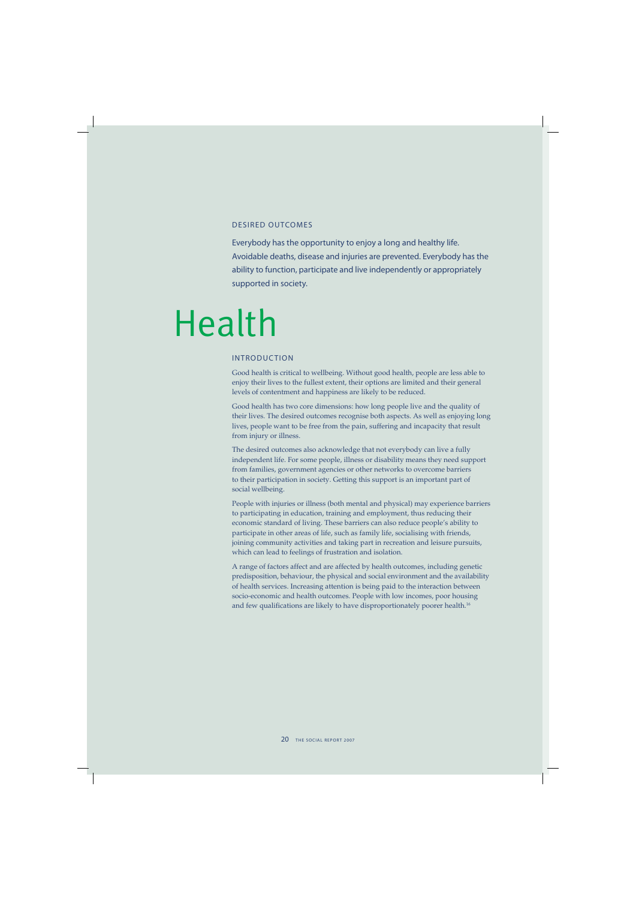## DESIRED OUTCOMES

Everybody has the opportunity to enjoy a long and healthy life. Avoidable deaths, disease and injuries are prevented. Everybody has the ability to function, participate and live independently or appropriately supported in society.

# Health

## INTRODUCTION

Good health is critical to wellbeing. Without good health, people are less able to enjoy their lives to the fullest extent, their options are limited and their general levels of contentment and happiness are likely to be reduced.

Good health has two core dimensions: how long people live and the quality of their lives. The desired outcomes recognise both aspects. As well as enjoying long lives, people want to be free from the pain, suffering and incapacity that result from injury or illness.

The desired outcomes also acknowledge that not everybody can live a fully independent life. For some people, illness or disability means they need support from families, government agencies or other networks to overcome barriers to their participation in society. Getting this support is an important part of social wellbeing.

People with injuries or illness (both mental and physical) may experience barriers to participating in education, training and employment, thus reducing their economic standard of living. These barriers can also reduce people's ability to participate in other areas of life, such as family life, socialising with friends, joining community activities and taking part in recreation and leisure pursuits, which can lead to feelings of frustration and isolation.

A range of factors affect and are affected by health outcomes, including genetic predisposition, behaviour, the physical and social environment and the availability of health services. Increasing attention is being paid to the interaction between socio-economic and health outcomes. People with low incomes, poor housing and few qualifications are likely to have disproportionately poorer health.[16]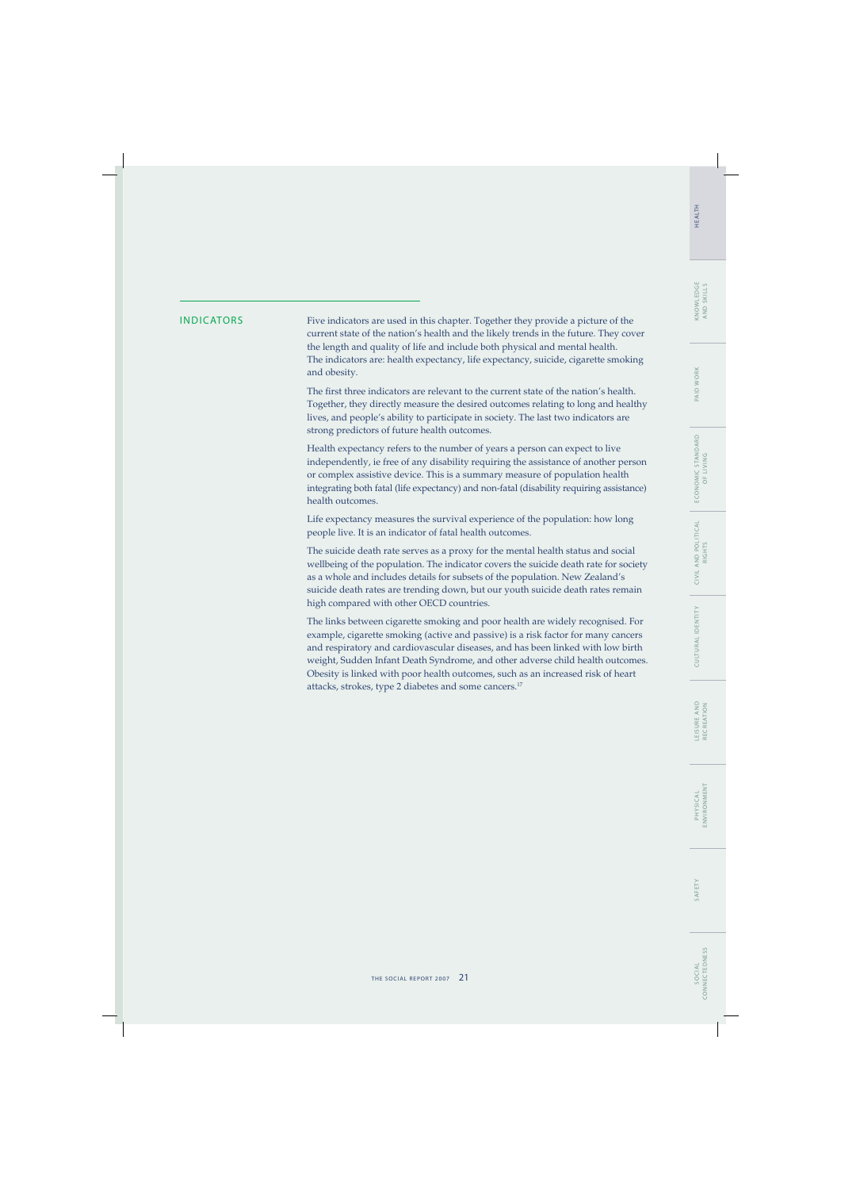## INDICATORS

Five indicators are used in this chapter. Together they provide a picture of the current state of the nation's health and the likely trends in the future. They cover the length and quality of life and include both physical and mental health. The indicators are: health expectancy, life expectancy, suicide, cigarette smoking and obesity.

The first three indicators are relevant to the current state of the nation's health. Together, they directly measure the desired outcomes relating to long and healthy lives, and people's ability to participate in society. The last two indicators are strong predictors of future health outcomes.

Health expectancy refers to the number of years a person can expect to live independently, ie free of any disability requiring the assistance of another person or complex assistive device. This is a summary measure of population health integrating both fatal (life expectancy) and non-fatal (disability requiring assistance) health outcomes.

Life expectancy measures the survival experience of the population: how long people live. It is an indicator of fatal health outcomes.

The suicide death rate serves as a proxy for the mental health status and social wellbeing of the population. The indicator covers the suicide death rate for society as a whole and includes details for subsets of the population. New Zealand's suicide death rates are trending down, but our youth suicide death rates remain high compared with other OECD countries.

The links between cigarette smoking and poor health are widely recognised. For example, cigarette smoking (active and passive) is a risk factor for many cancers and respiratory and cardiovascular diseases, and has been linked with low birth weight, Sudden Infant Death Syndrome, and other adverse child health outcomes. Obesity is linked with poor health outcomes, such as an increased risk of heart attacks, strokes, type 2 diabetes and some cancers.[17]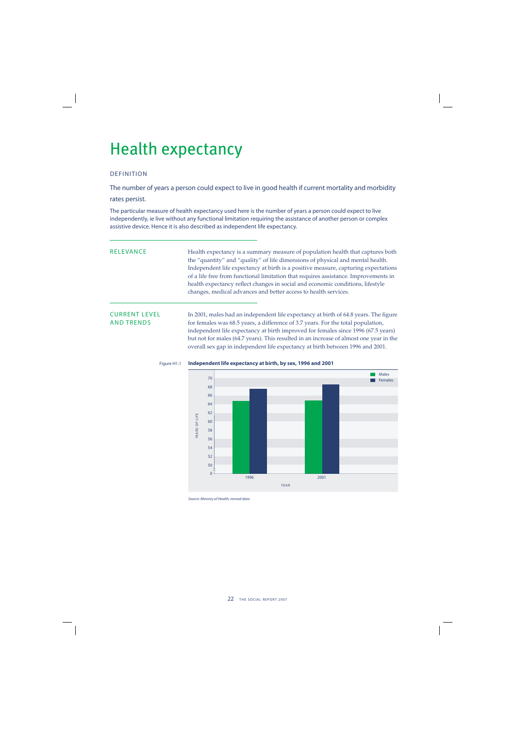# Health expectancy

## DEFINITION

The number of years a person could expect to live in good health if current mortality and morbidity rates persist.

The particular measure of health expectancy used here is the number of years a person could expect to live independently, ie live without any functional limitation requiring the assistance of another person or complex assistive device. Hence it is also described as independent life expectancy.

## RELEVANCE

Health expectancy is a summary measure of population health that captures both the "quantity" and "quality" of life dimensions of physical and mental health. Independent life expectancy at birth is a positive measure, capturing expectations of a life free from functional limitation that requires assistance. Improvements in health expectancy reflect changes in social and economic conditions, lifestyle changes, medical advances and better access to health services.

## CURRENT LEVEL AND TRENDS

In 2001, males had an independent life expectancy at birth of 64.8 years. The figure for females was 68.5 years, a difference of 3.7 years. For the total population, independent life expectancy at birth improved for females since 1996 (67.5 years) but not for males (64.7 years). This resulted in an increase of almost one year in the overall sex gap in independent life expectancy at birth between 1996 and 2001.

Figure H1.1 **Independent life expectancy at birth, by sex, 1996 and 2001**

*Source: Ministry of Health, revised data*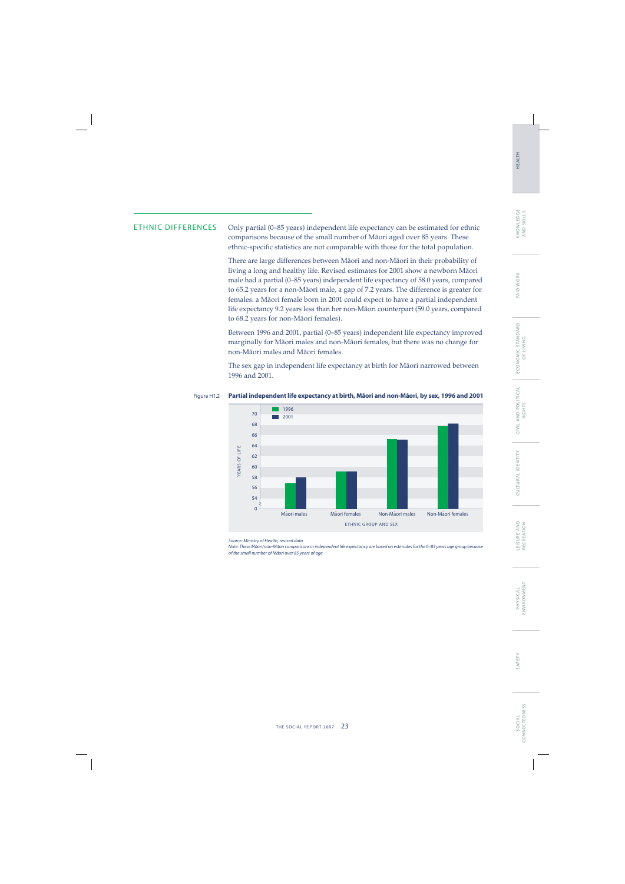## ETHNIC DIFFERENCES

Only partial (0–85 years) independent life expectancy can be estimated for ethnic comparisons because of the small number of Māori aged over 85 years. These ethnic-specific statistics are not comparable with those for the total population.

There are large differences between Māori and non-Māori in their probability of living a long and healthy life. Revised estimates for 2001 show a newborn Māori male had a partial (0–85 years) independent life expectancy of 58.0 years, compared to 65.2 years for a non-Māori male, a gap of 7.2 years. The difference is greater for females: a Māori female born in 2001 could expect to have a partial independent life expectancy 9.2 years less than her non-Māori counterpart (59.0 years, compared to 68.2 years for non-Māori females).

Between 1996 and 2001, partial (0–85 years) independent life expectancy improved marginally for Māori males and non-Māori females, but there was no change for non-Māori males and Māori females.

The sex gap in independent life expectancy at birth for Māori narrowed between 1996 and 2001.

Figure H1.2 **Partial independent life expectancy at birth, Māori and non-Māori, by sex, 1996 and 2001**

*Source: Ministry of Health, revised data*

*Note: These Māori/non-Māori comparisons in independent life expectancy are based on estimates for the 0–85 years age group because of the small number of Māori over 85 years of age*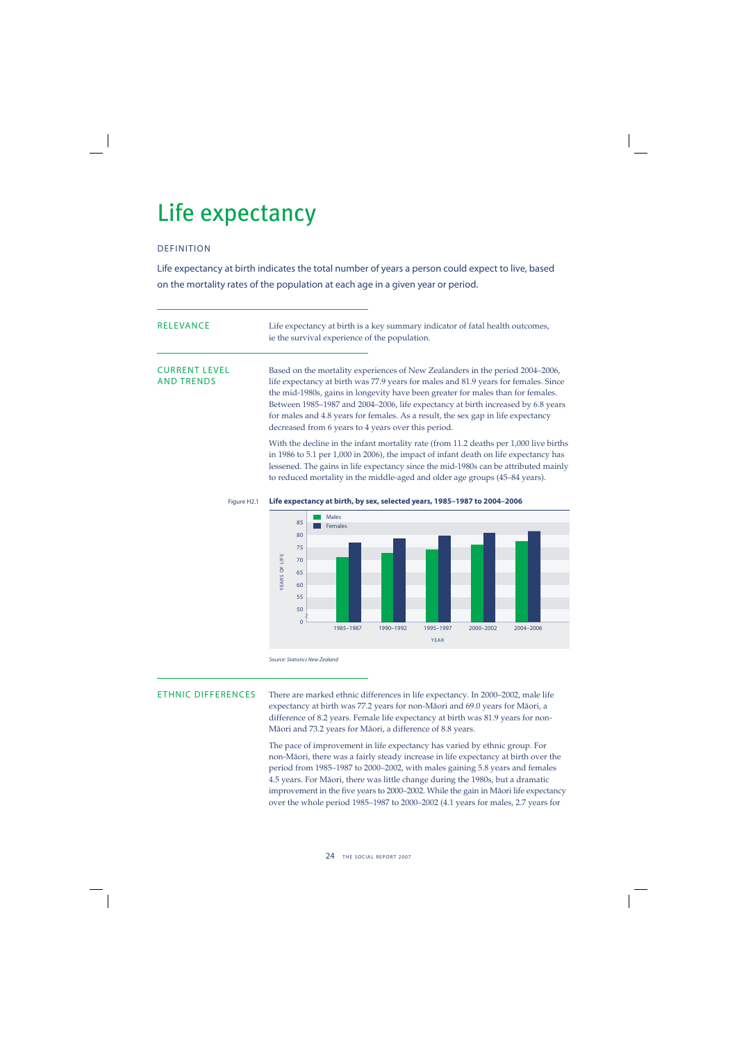# Life expectancy

## DEFINITION

Life expectancy at birth indicates the total number of years a person could expect to live, based on the mortality rates of the population at each age in a given year or period.

## RELEVANCE

Life expectancy at birth is a key summary indicator of fatal health outcomes, ie the survival experience of the population.

## CURRENT LEVEL AND TRENDS

Based on the mortality experiences of New Zealanders in the period 2004–2006, life expectancy at birth was 77.9 years for males and 81.9 years for females. Since the mid-1980s, gains in longevity have been greater for males than for females. Between 1985–1987 and 2004–2006, life expectancy at birth increased by 6.8 years for males and 4.8 years for females. As a result, the sex gap in life expectancy decreased from 6 years to 4 years over this period.

With the decline in the infant mortality rate (from 11.2 deaths per 1,000 live births in 1986 to 5.1 per 1,000 in 2006), the impact of infant death on life expectancy has lessened. The gains in life expectancy since the mid-1980s can be attributed mainly to reduced mortality in the middle-aged and older age groups (45–84 years).

Figure H2.1 **Life expectancy at birth, by sex, selected years, 1985–1987 to 2004–2006**

*Source: Statistics New Zealand*

## ETHNIC DIFFERENCES

There are marked ethnic differences in life expectancy. In 2000–2002, male life expectancy at birth was 77.2 years for non-Māori and 69.0 years for Māori, a difference of 8.2 years. Female life expectancy at birth was 81.9 years for non-Māori and 73.2 years for Māori, a difference of 8.8 years.

The pace of improvement in life expectancy has varied by ethnic group. For non-Māori, there was a fairly steady increase in life expectancy at birth over the period from 1985–1987 to 2000–2002, with males gaining 5.8 years and females 4.5 years. For Māori, there was little change during the 1980s, but a dramatic improvement in the five years to 2000–2002. While the gain in Māori life expectancy over the whole period 1985–1987 to 2000–2002 (4.1 years for males, 2.7 years for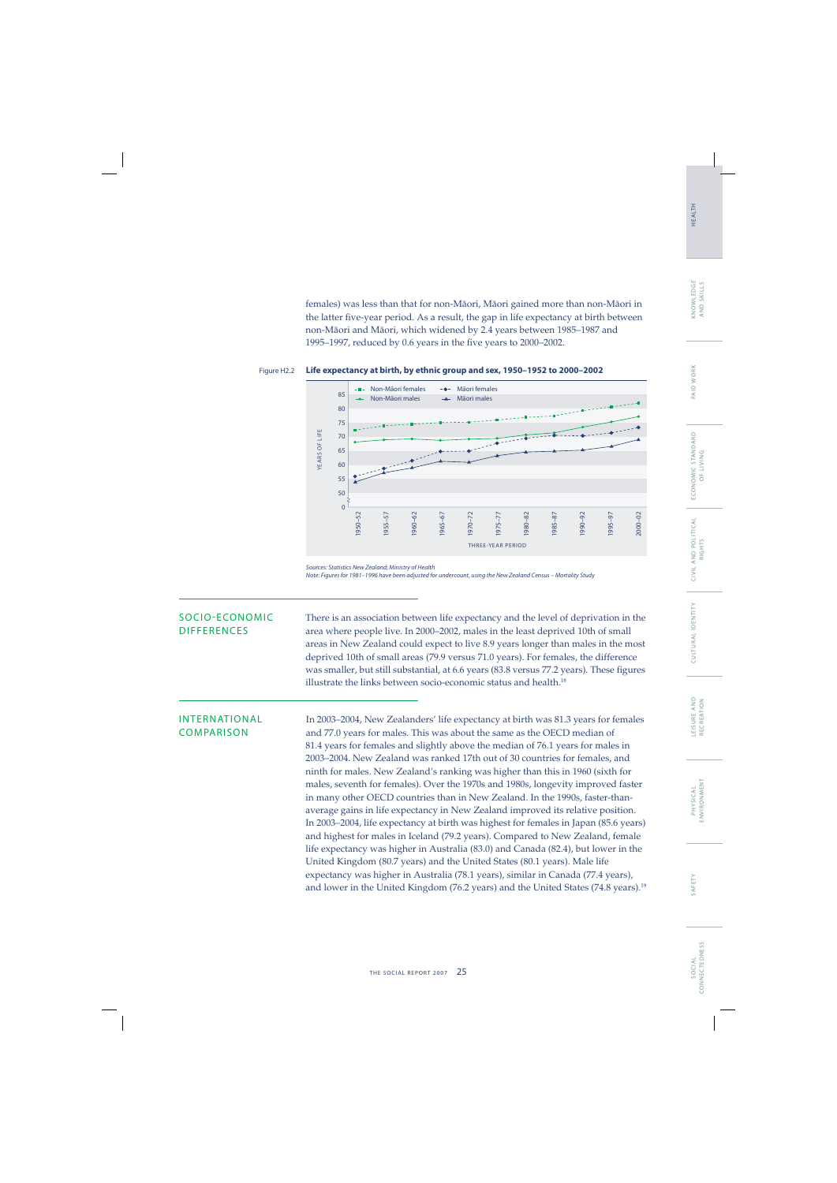females) was less than that for non-Māori, Māori gained more than non-Māori in the latter five-year period. As a result, the gap in life expectancy at birth between non-Māori and Māori, which widened by 2.4 years between 1985–1987 and 1995–1997, reduced by 0.6 years in the five years to 2000–2002.

Figure H2.2 **Life expectancy at birth, by ethnic group and sex, 1950–1952 to 2000–2002**

*Sources: Statistics New Zealand; Ministry of Health*
*Note: Figures for 1981–1996 have been adjusted for undercount, using the New Zealand Census – Mortality Study*

## SOCIO-ECONOMIC DIFFERENCES

There is an association between life expectancy and the level of deprivation in the area where people live. In 2000–2002, males in the least deprived 10th of small areas in New Zealand could expect to live 8.9 years longer than males in the most deprived 10th of small areas (79.9 versus 71.0 years). For females, the difference was smaller, but still substantial, at 6.6 years (83.8 versus 77.2 years). These figures illustrate the links between socio-economic status and health.[18]

## INTERNATIONAL COMPARISON

In 2003–2004, New Zealanders' life expectancy at birth was 81.3 years for females and 77.0 years for males. This was about the same as the OECD median of 81.4 years for females and slightly above the median of 76.1 years for males in 2003–2004. New Zealand was ranked 17th out of 30 countries for females, and ninth for males. New Zealand's ranking was higher than this in 1960 (sixth for males, seventh for females). Over the 1970s and 1980s, longevity improved faster in many other OECD countries than in New Zealand. In the 1990s, faster-than-average gains in life expectancy in New Zealand improved its relative position. In 2003–2004, life expectancy at birth was highest for females in Japan (85.6 years) and highest for males in Iceland (79.2 years). Compared to New Zealand, female life expectancy was higher in Australia (83.0) and Canada (82.4), but lower in the United Kingdom (80.7 years) and the United States (80.1 years). Male life expectancy was higher in Australia (78.1 years), similar in Canada (77.4 years), and lower in the United Kingdom (76.2 years) and the United States (74.8 years).[19]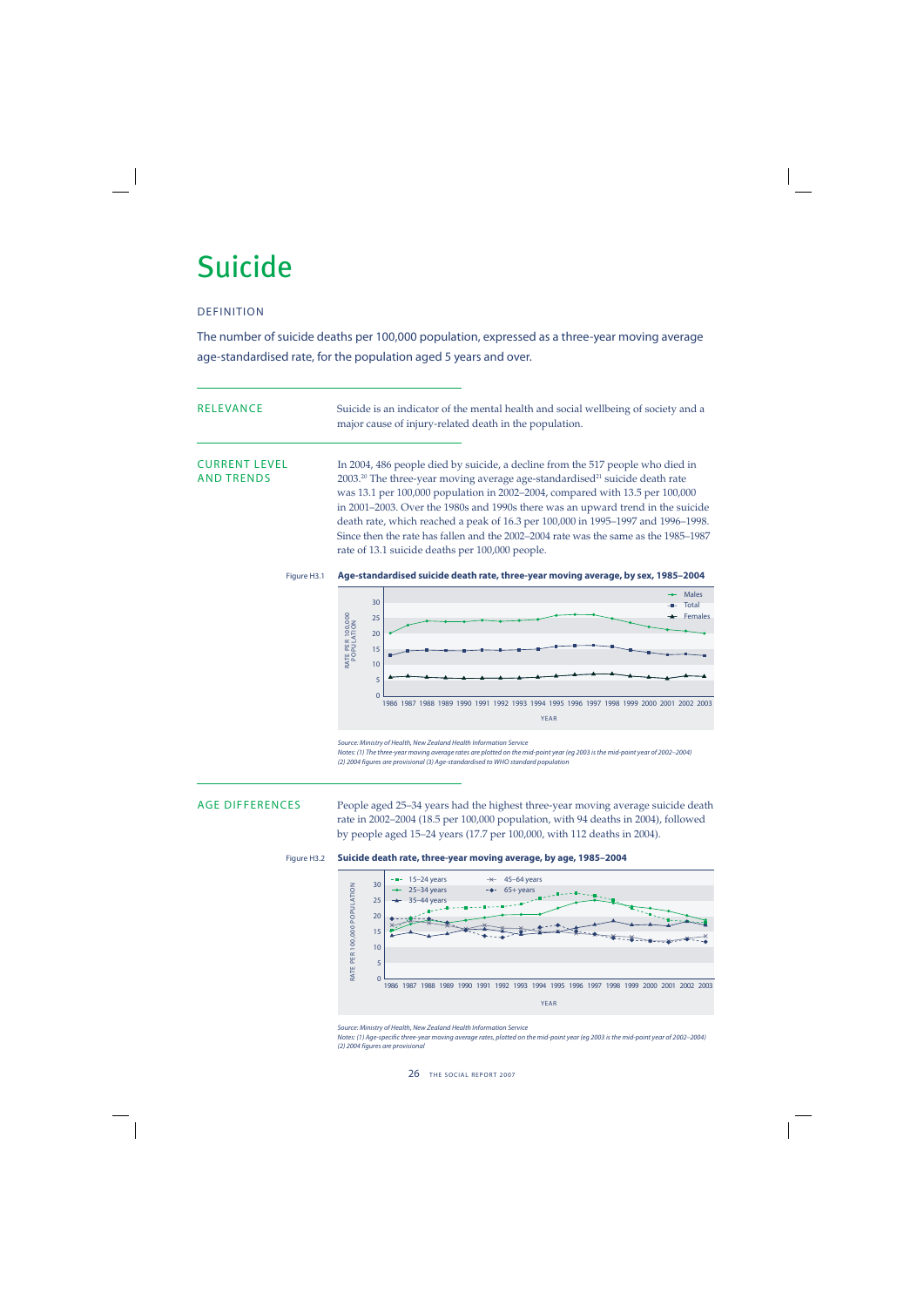# Suicide

## DEFINITION

The number of suicide deaths per 100,000 population, expressed as a three-year moving average age-standardised rate, for the population aged 5 years and over.

## RELEVANCE

Suicide is an indicator of the mental health and social wellbeing of society and a major cause of injury-related death in the population.

## CURRENT LEVEL AND TRENDS

In 2004, 486 people died by suicide, a decline from the 517 people who died in 2003.[20] The three-year moving average age-standardised[21] suicide death rate was 13.1 per 100,000 population in 2002–2004, compared with 13.5 per 100,000 in 2001–2003. Over the 1980s and 1990s there was an upward trend in the suicide death rate, which reached a peak of 16.3 per 100,000 in 1995–1997 and 1996–1998. Since then the rate has fallen and the 2002–2004 rate was the same as the 1985–1987 rate of 13.1 suicide deaths per 100,000 people.

Figure H3.1 **Age-standardised suicide death rate, three-year moving average, by sex, 1985–2004**

*Source: Ministry of Health, New Zealand Health Information Service*
*Notes: (1) The three-year moving average rates are plotted on the mid-point year (eg 2003 is the mid-point year of 2002–2004) (2) 2004 figures are provisional (3) Age-standardised to WHO standard population*

## AGE DIFFERENCES

People aged 25–34 years had the highest three-year moving average suicide death rate in 2002–2004 (18.5 per 100,000 population, with 94 deaths in 2004), followed by people aged 15–24 years (17.7 per 100,000, with 112 deaths in 2004).

Figure H3.2 **Suicide death rate, three-year moving average, by age, 1985–2004**

*Source: Ministry of Health, New Zealand Health Information Service*
*Notes: (1) Age-specific three-year moving average rates, plotted on the mid-point year (eg 2003 is the mid-point year of 2002–2004) (2) 2004 figures are provisional*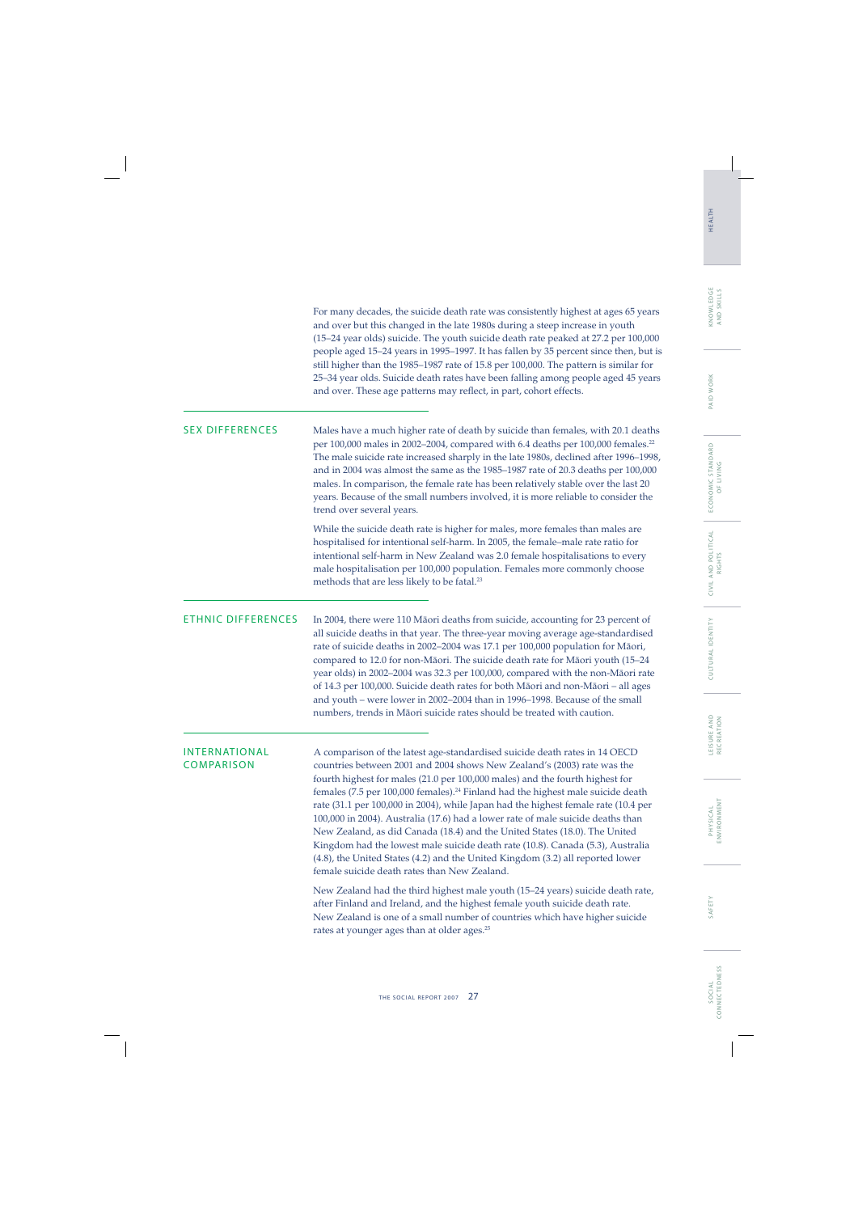For many decades, the suicide death rate was consistently highest at ages 65 years and over but this changed in the late 1980s during a steep increase in youth (15–24 year olds) suicide. The youth suicide death rate peaked at 27.2 per 100,000 people aged 15–24 years in 1995–1997. It has fallen by 35 percent since then, but is still higher than the 1985–1987 rate of 15.8 per 100,000. The pattern is similar for 25–34 year olds. Suicide death rates have been falling among people aged 45 years and over. These age patterns may reflect, in part, cohort effects.

## SEX DIFFERENCES

Males have a much higher rate of death by suicide than females, with 20.1 deaths per 100,000 males in 2002–2004, compared with 6.4 deaths per 100,000 females.[22] The male suicide rate increased sharply in the late 1980s, declined after 1996–1998, and in 2004 was almost the same as the 1985–1987 rate of 20.3 deaths per 100,000 males. In comparison, the female rate has been relatively stable over the last 20 years. Because of the small numbers involved, it is more reliable to consider the trend over several years.

While the suicide death rate is higher for males, more females than males are hospitalised for intentional self-harm. In 2005, the female–male rate ratio for intentional self-harm in New Zealand was 2.0 female hospitalisations to every male hospitalisation per 100,000 population. Females more commonly choose methods that are less likely to be fatal.[23]

## ETHNIC DIFFERENCES

In 2004, there were 110 Māori deaths from suicide, accounting for 23 percent of all suicide deaths in that year. The three-year moving average age-standardised rate of suicide deaths in 2002–2004 was 17.1 per 100,000 population for Māori, compared to 12.0 for non-Māori. The suicide death rate for Māori youth (15–24 year olds) in 2002–2004 was 32.3 per 100,000, compared with the non-Māori rate of 14.3 per 100,000. Suicide death rates for both Māori and non-Māori – all ages and youth – were lower in 2002–2004 than in 1996–1998. Because of the small numbers, trends in Māori suicide rates should be treated with caution.

## INTERNATIONAL COMPARISON

A comparison of the latest age-standardised suicide death rates in 14 OECD countries between 2001 and 2004 shows New Zealand's (2003) rate was the fourth highest for males (21.0 per 100,000 males) and the fourth highest for females (7.5 per 100,000 females).[24] Finland had the highest male suicide death rate (31.1 per 100,000 in 2004), while Japan had the highest female rate (10.4 per 100,000 in 2004). Australia (17.6) had a lower rate of male suicide deaths than New Zealand, as did Canada (18.4) and the United States (18.0). The United Kingdom had the lowest male suicide death rate (10.8). Canada (5.3), Australia (4.8), the United States (4.2) and the United Kingdom (3.2) all reported lower female suicide death rates than New Zealand.

New Zealand had the third highest male youth (15–24 years) suicide death rate, after Finland and Ireland, and the highest female youth suicide death rate. New Zealand is one of a small number of countries which have higher suicide rates at younger ages than at older ages.[25]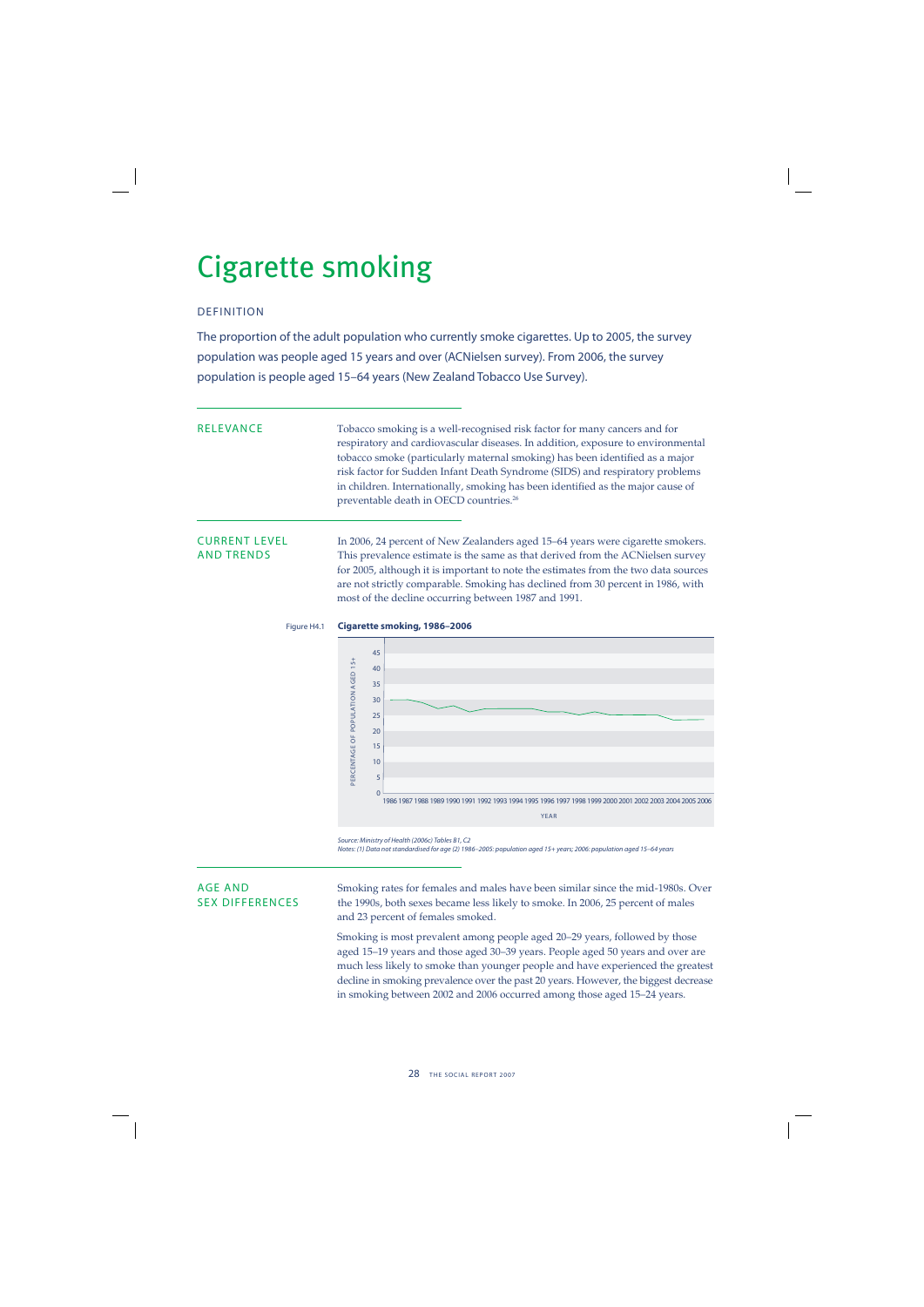# Cigarette smoking

## DEFINITION

The proportion of the adult population who currently smoke cigarettes. Up to 2005, the survey population was people aged 15 years and over (ACNielsen survey). From 2006, the survey population is people aged 15–64 years (New Zealand Tobacco Use Survey).

## RELEVANCE

Tobacco smoking is a well-recognised risk factor for many cancers and for respiratory and cardiovascular diseases. In addition, exposure to environmental tobacco smoke (particularly maternal smoking) has been identified as a major risk factor for Sudden Infant Death Syndrome (SIDS) and respiratory problems in children. Internationally, smoking has been identified as the major cause of preventable death in OECD countries.[26]

## CURRENT LEVEL AND TRENDS

In 2006, 24 percent of New Zealanders aged 15–64 years were cigarette smokers. This prevalence estimate is the same as that derived from the ACNielsen survey for 2005, although it is important to note the estimates from the two data sources are not strictly comparable. Smoking has declined from 30 percent in 1986, with most of the decline occurring between 1987 and 1991.

Figure H4.1 **Cigarette smoking, 1986–2006**

*Source: Ministry of Health (2006c) Tables B1, C2*
*Notes: (1) Data not standardised for age (2) 1986–2005: population aged 15+ years; 2006: population aged 15–64 years*

## AGE AND SEX DIFFERENCES

Smoking rates for females and males have been similar since the mid-1980s. Over the 1990s, both sexes became less likely to smoke. In 2006, 25 percent of males and 23 percent of females smoked.

Smoking is most prevalent among people aged 20–29 years, followed by those aged 15–19 years and those aged 30–39 years. People aged 50 years and over are much less likely to smoke than younger people and have experienced the greatest decline in smoking prevalence over the past 20 years. However, the biggest decrease in smoking between 2002 and 2006 occurred among those aged 15–24 years.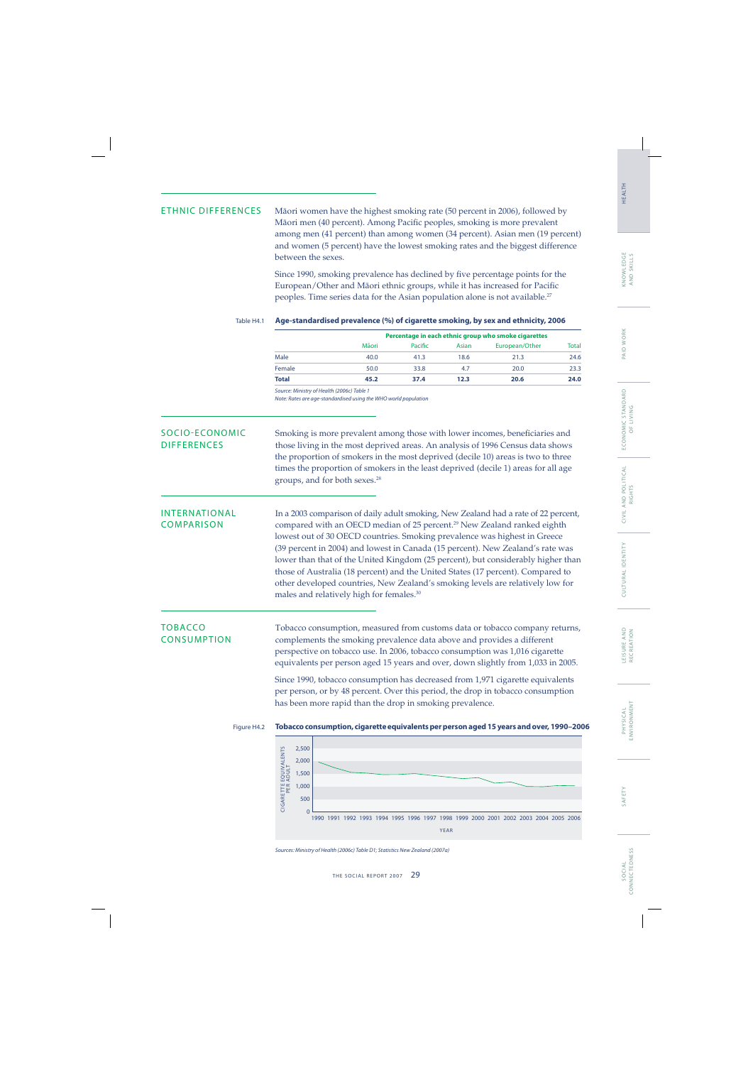## ETHNIC DIFFERENCES

Māori women have the highest smoking rate (50 percent in 2006), followed by Māori men (40 percent). Among Pacific peoples, smoking is more prevalent among men (41 percent) than among women (34 percent). Asian men (19 percent) and women (5 percent) have the lowest smoking rates and the biggest difference between the sexes.

Since 1990, smoking prevalence has declined by five percentage points for the European/Other and Māori ethnic groups, while it has increased for Pacific peoples. Time series data for the Asian population alone is not available.[27]

Table H4.1 **Age-standardised prevalence (%) of cigarette smoking, by sex and ethnicity, 2006**

| | Percentage in each ethnic group who smoke cigarettes | | | | |
|---|---|---|---|---|---|
| | Māori | Pacific | Asian | European/Other | Total |
| Male | 40.0 | 41.3 | 18.6 | 21.3 | 24.6 |
| Female | 50.0 | 33.8 | 4.7 | 20.0 | 23.3 |
| **Total** | **45.2** | **37.4** | **12.3** | **20.6** | **24.0** |

*Source: Ministry of Health (2006c) Table 1*
*Note: Rates are age-standardised using the WHO world population*

## SOCIO-ECONOMIC DIFFERENCES

Smoking is more prevalent among those with lower incomes, beneficiaries and those living in the most deprived areas. An analysis of 1996 Census data shows the proportion of smokers in the most deprived (decile 10) areas is two to three times the proportion of smokers in the least deprived (decile 1) areas for all age groups, and for both sexes.[28]

## INTERNATIONAL COMPARISON

In a 2003 comparison of daily adult smoking, New Zealand had a rate of 22 percent, compared with an OECD median of 25 percent.[29] New Zealand ranked eighth lowest out of 30 OECD countries. Smoking prevalence was highest in Greece (39 percent in 2004) and lowest in Canada (15 percent). New Zealand's rate was lower than that of the United Kingdom (25 percent), but considerably higher than those of Australia (18 percent) and the United States (17 percent). Compared to other developed countries, New Zealand's smoking levels are relatively low for males and relatively high for females.[30]

## TOBACCO CONSUMPTION

Tobacco consumption, measured from customs data or tobacco company returns, complements the smoking prevalence data above and provides a different perspective on tobacco use. In 2006, tobacco consumption was 1,016 cigarette equivalents per person aged 15 years and over, down slightly from 1,033 in 2005.

Since 1990, tobacco consumption has decreased from 1,971 cigarette equivalents per person, or by 48 percent. Over this period, the drop in tobacco consumption has been more rapid than the drop in smoking prevalence.

Figure H4.2 **Tobacco consumption, cigarette equivalents per person aged 15 years and over, 1990–2006**

*Sources: Ministry of Health (2006c) Table D1; Statistics New Zealand (2007a)*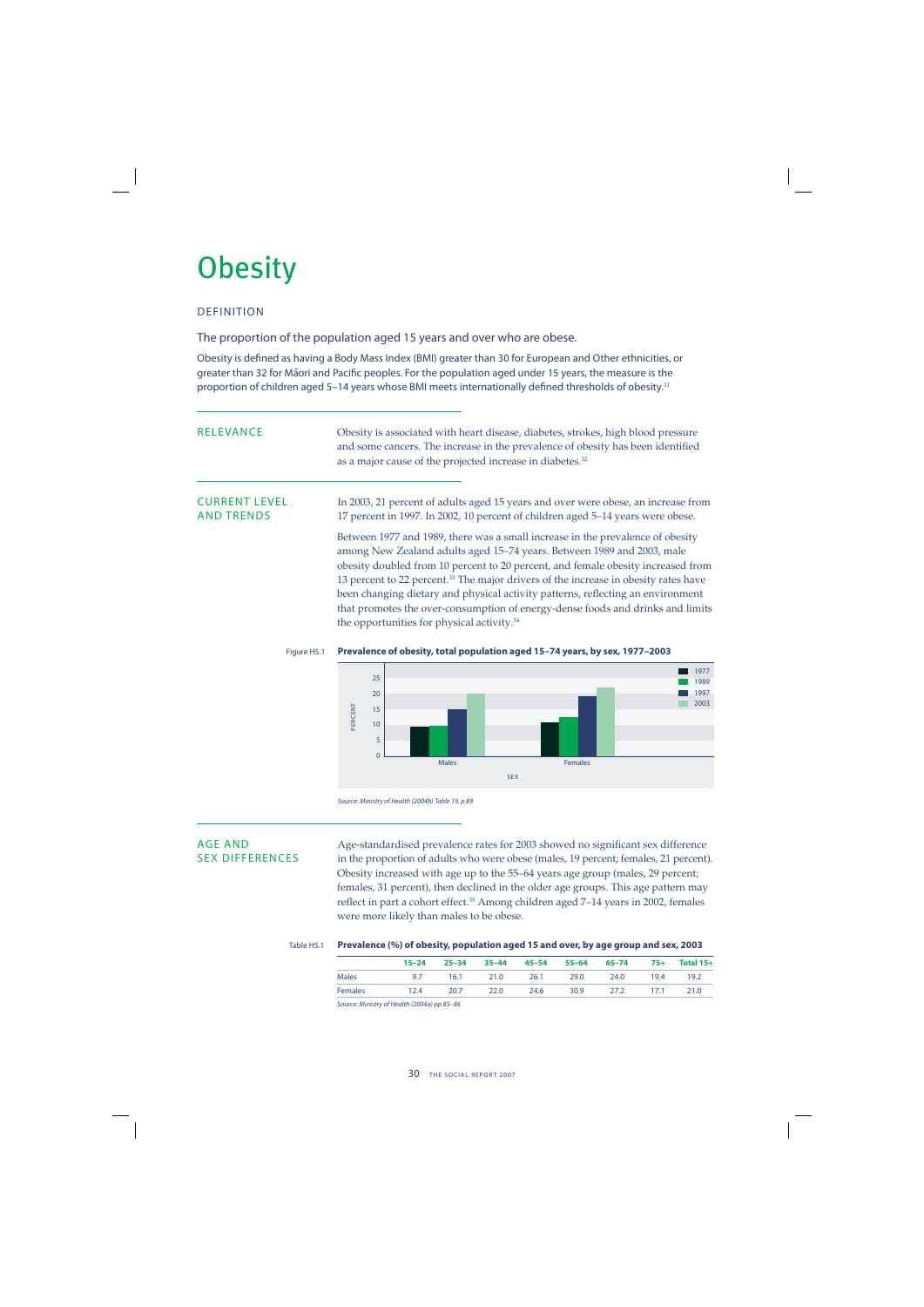# Obesity

## DEFINITION

The proportion of the population aged 15 years and over who are obese.

Obesity is defined as having a Body Mass Index (BMI) greater than 30 for European and Other ethnicities, or greater than 32 for Māori and Pacific peoples. For the population aged under 15 years, the measure is the proportion of children aged 5–14 years whose BMI meets internationally defined thresholds of obesity.[31]

## RELEVANCE

Obesity is associated with heart disease, diabetes, strokes, high blood pressure and some cancers. The increase in the prevalence of obesity has been identified as a major cause of the projected increase in diabetes.[32]

## CURRENT LEVEL AND TRENDS

In 2003, 21 percent of adults aged 15 years and over were obese, an increase from 17 percent in 1997. In 2002, 10 percent of children aged 5–14 years were obese.

Between 1977 and 1989, there was a small increase in the prevalence of obesity among New Zealand adults aged 15–74 years. Between 1989 and 2003, male obesity doubled from 10 percent to 20 percent, and female obesity increased from 13 percent to 22 percent.[33] The major drivers of the increase in obesity rates have been changing dietary and physical activity patterns, reflecting an environment that promotes the over-consumption of energy-dense foods and drinks and limits the opportunities for physical activity.[34]

Figure H5.1 **Prevalence of obesity, total population aged 15–74 years, by sex, 1977–2003**

*Source: Ministry of Health (2004b) Table 19, p 89*

## AGE AND SEX DIFFERENCES

Age-standardised prevalence rates for 2003 showed no significant sex difference in the proportion of adults who were obese (males, 19 percent; females, 21 percent). Obesity increased with age up to the 55–64 years age group (males, 29 percent; females, 31 percent), then declined in the older age groups. This age pattern may reflect in part a cohort effect.[35] Among children aged 7–14 years in 2002, females were more likely than males to be obese.

Table H5.1 **Prevalence (%) of obesity, population aged 15 and over, by age group and sex, 2003**

| | 15–24 | 25–34 | 35–44 | 45–54 | 55–64 | 65–74 | 75+ | Total 15+ |
|---|---|---|---|---|---|---|---|---|
| Males | 9.7 | 16.1 | 21.0 | 26.1 | 29.0 | 24.0 | 19.4 | 19.2 |
| Females | 12.4 | 20.7 | 22.0 | 24.6 | 30.9 | 27.2 | 17.1 | 21.0 |

*Source: Ministry of Health (2004a) pp 85–86*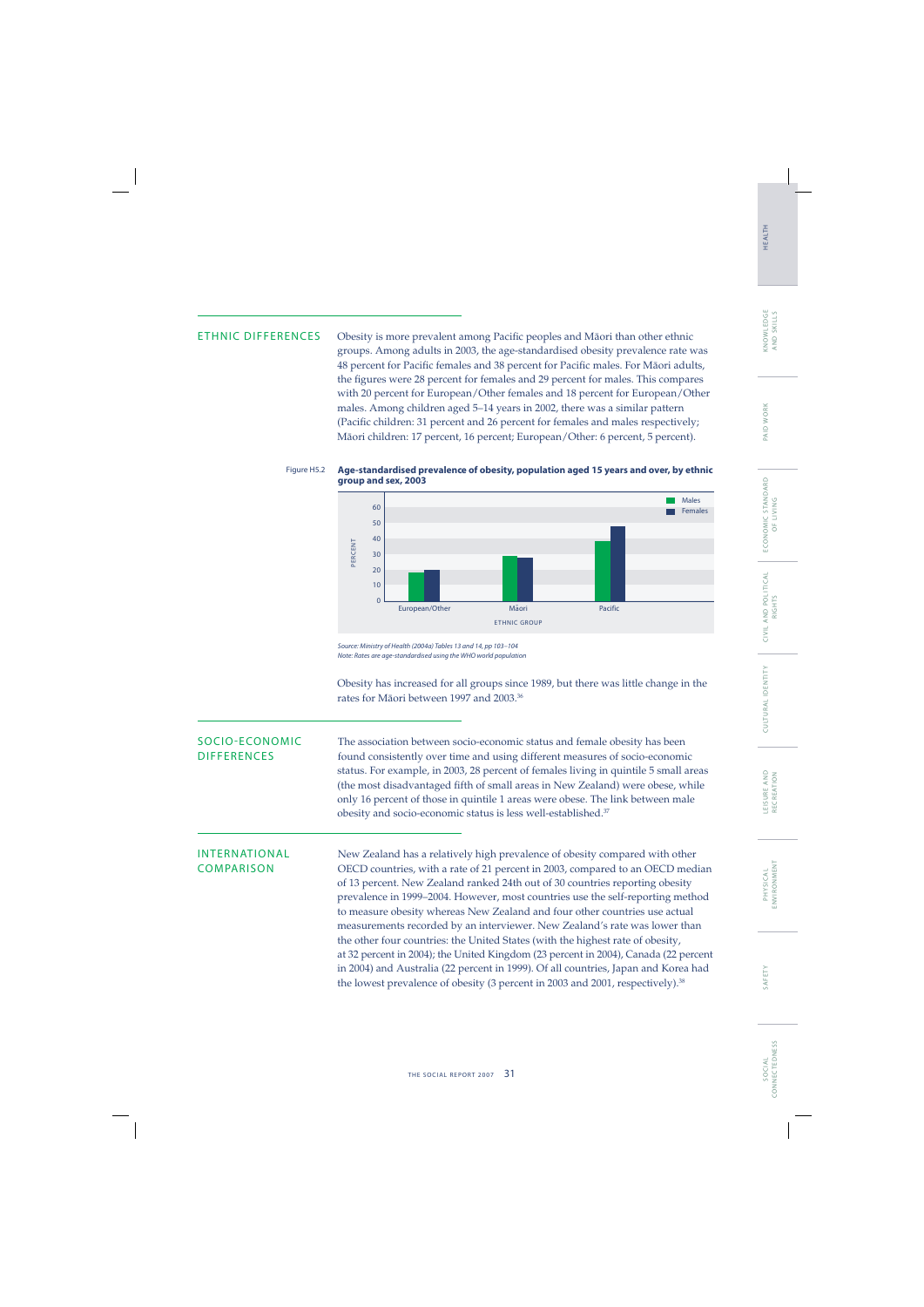## ETHNIC DIFFERENCES

Obesity is more prevalent among Pacific peoples and Māori than other ethnic groups. Among adults in 2003, the age-standardised obesity prevalence rate was 48 percent for Pacific females and 38 percent for Pacific males. For Māori adults, the figures were 28 percent for females and 29 percent for males. This compares with 20 percent for European/Other females and 18 percent for European/Other males. Among children aged 5–14 years in 2002, there was a similar pattern (Pacific children: 31 percent and 26 percent for females and males respectively; Māori children: 17 percent, 16 percent; European/Other: 6 percent, 5 percent).

Figure H5.2 **Age-standardised prevalence of obesity, population aged 15 years and over, by ethnic group and sex, 2003**

Males
Females
PERCENT
0
10
20
30
40
50
60
European/Other
Māori
Pacific
ETHNIC GROUP

*Source: Ministry of Health (2004a) Tables 13 and 14, pp 103–104*
*Note: Rates are age-standardised using the WHO world population*

Obesity has increased for all groups since 1989, but there was little change in the rates for Māori between 1997 and 2003.[36]

## SOCIO-ECONOMIC DIFFERENCES

The association between socio-economic status and female obesity has been found consistently over time and using different measures of socio-economic status. For example, in 2003, 28 percent of females living in quintile 5 small areas (the most disadvantaged fifth of small areas in New Zealand) were obese, while only 16 percent of those in quintile 1 areas were obese. The link between male obesity and socio-economic status is less well-established.[37]

## INTERNATIONAL COMPARISON

New Zealand has a relatively high prevalence of obesity compared with other OECD countries, with a rate of 21 percent in 2003, compared to an OECD median of 13 percent. New Zealand ranked 24th out of 30 countries reporting obesity prevalence in 1999–2004. However, most countries use the self-reporting method to measure obesity whereas New Zealand and four other countries use actual measurements recorded by an interviewer. New Zealand's rate was lower than the other four countries: the United States (with the highest rate of obesity, at 32 percent in 2004); the United Kingdom (23 percent in 2004), Canada (22 percent in 2004) and Australia (22 percent in 1999). Of all countries, Japan and Korea had the lowest prevalence of obesity (3 percent in 2003 and 2001, respectively).[38]